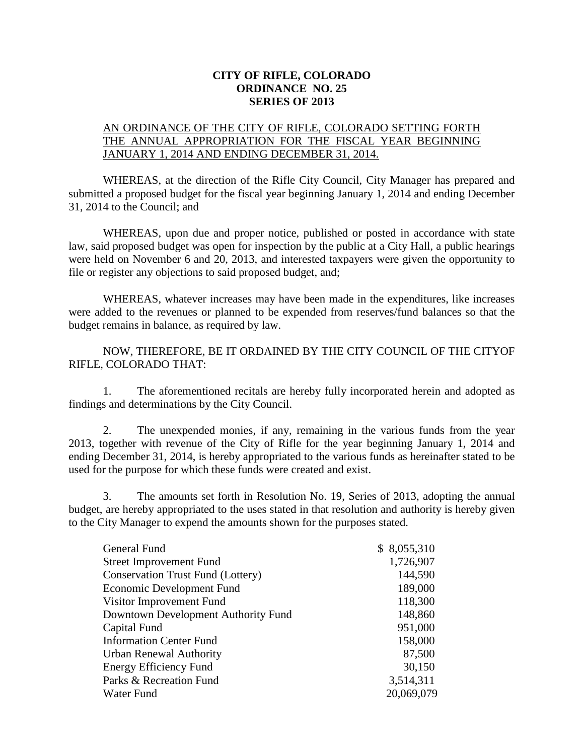**CITY OF RIFLE, COLORADO**
**ORDINANCE NO. 25**
**SERIES OF 2013**

AN ORDINANCE OF THE CITY OF RIFLE, COLORADO SETTING FORTH THE ANNUAL APPROPRIATION FOR THE FISCAL YEAR BEGINNING JANUARY 1, 2014 AND ENDING DECEMBER 31, 2014.

WHEREAS, at the direction of the Rifle City Council, City Manager has prepared and submitted a proposed budget for the fiscal year beginning January 1, 2014 and ending December 31, 2014 to the Council; and

WHEREAS, upon due and proper notice, published or posted in accordance with state law, said proposed budget was open for inspection by the public at a City Hall, a public hearings were held on November 6 and 20, 2013, and interested taxpayers were given the opportunity to file or register any objections to said proposed budget, and;

WHEREAS, whatever increases may have been made in the expenditures, like increases were added to the revenues or planned to be expended from reserves/fund balances so that the budget remains in balance, as required by law.

NOW, THEREFORE, BE IT ORDAINED BY THE CITY COUNCIL OF THE CITYOF RIFLE, COLORADO THAT:

1. The aforementioned recitals are hereby fully incorporated herein and adopted as findings and determinations by the City Council.

2. The unexpended monies, if any, remaining in the various funds from the year 2013, together with revenue of the City of Rifle for the year beginning January 1, 2014 and ending December 31, 2014, is hereby appropriated to the various funds as hereinafter stated to be used for the purpose for which these funds were created and exist.

3. The amounts set forth in Resolution No. 19, Series of 2013, adopting the annual budget, are hereby appropriated to the uses stated in that resolution and authority is hereby given to the City Manager to expend the amounts shown for the purposes stated.

| Fund | Amount |
|---|---|
| General Fund | $ 8,055,310 |
| Street Improvement Fund | 1,726,907 |
| Conservation Trust Fund (Lottery) | 144,590 |
| Economic Development Fund | 189,000 |
| Visitor Improvement Fund | 118,300 |
| Downtown Development Authority Fund | 148,860 |
| Capital Fund | 951,000 |
| Information Center Fund | 158,000 |
| Urban Renewal Authority | 87,500 |
| Energy Efficiency Fund | 30,150 |
| Parks & Recreation Fund | 3,514,311 |
| Water Fund | 20,069,079 |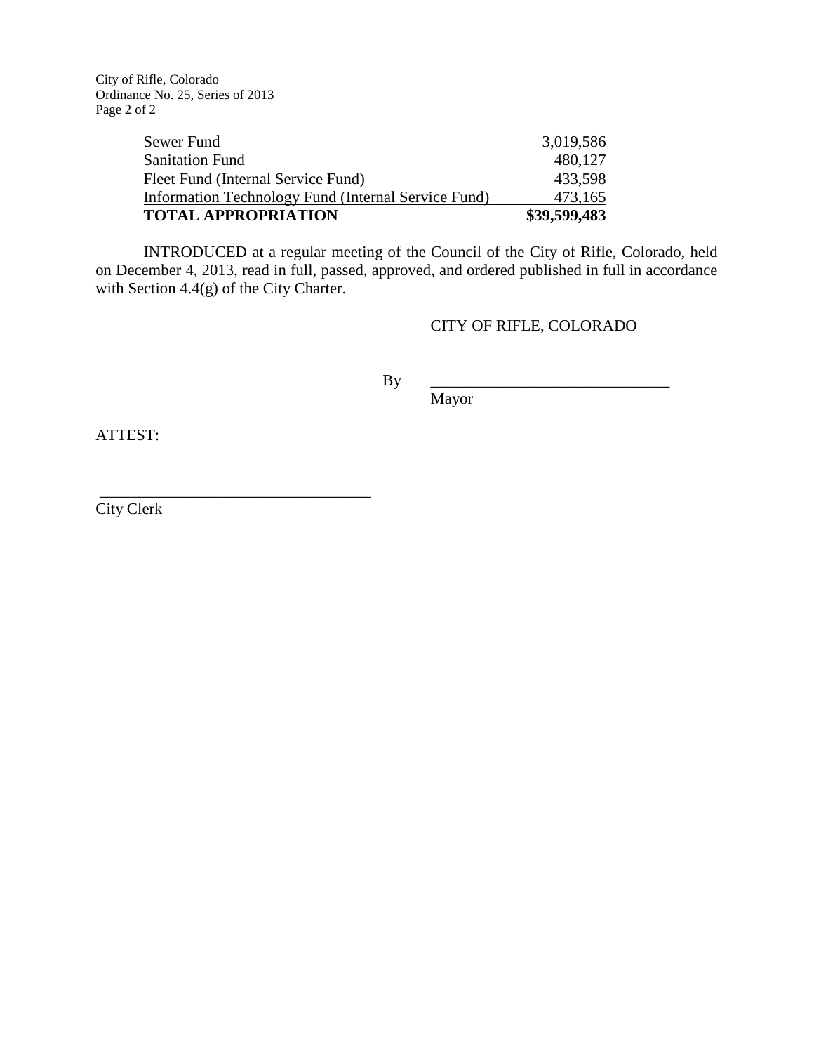| | |
|---|---|
| Sewer Fund | 3,019,586 |
| Sanitation Fund | 480,127 |
| Fleet Fund (Internal Service Fund) | 433,598 |
| Information Technology Fund (Internal Service Fund) | 473,165 |
| **TOTAL APPROPRIATION** | **$39,599,483** |

INTRODUCED at a regular meeting of the Council of the City of Rifle, Colorado, held on December 4, 2013, read in full, passed, approved, and ordered published in full in accordance with Section 4.4(g) of the City Charter.

CITY OF RIFLE, COLORADO

By ______________________________
Mayor

ATTEST:

______________________________
City Clerk